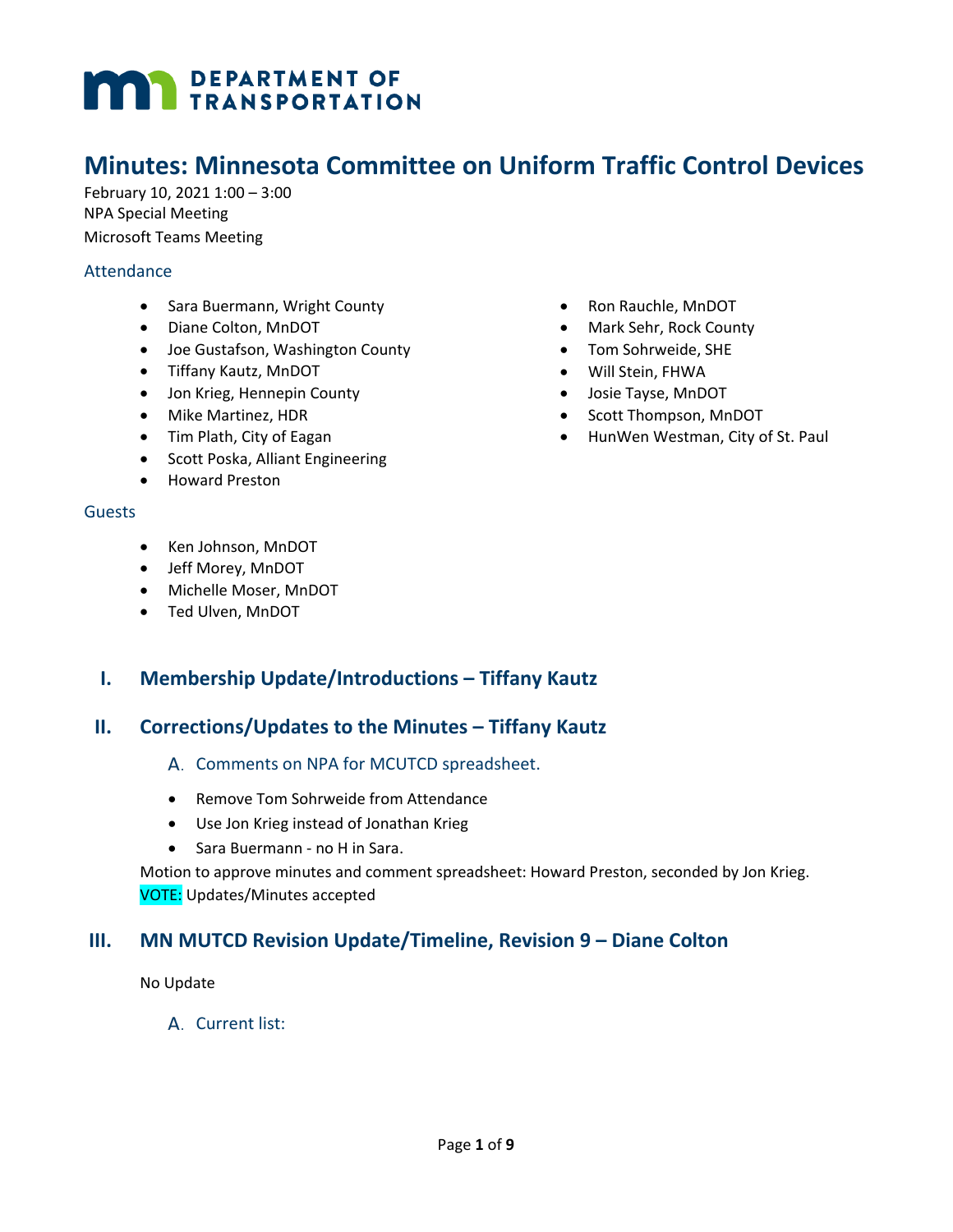DEPARTMENT OF TRANSPORTATION

# Minutes: Minnesota Committee on Uniform Traffic Control Devices

February 10, 2021 1:00 – 3:00
NPA Special Meeting
Microsoft Teams Meeting

### Attendance

- Sara Buermann, Wright County
- Diane Colton, MnDOT
- Joe Gustafson, Washington County
- Tiffany Kautz, MnDOT
- Jon Krieg, Hennepin County
- Mike Martinez, HDR
- Tim Plath, City of Eagan
- Scott Poska, Alliant Engineering
- Howard Preston
- Ron Rauchle, MnDOT
- Mark Sehr, Rock County
- Tom Sohrweide, SHE
- Will Stein, FHWA
- Josie Tayse, MnDOT
- Scott Thompson, MnDOT
- HunWen Westman, City of St. Paul

### Guests

- Ken Johnson, MnDOT
- Jeff Morey, MnDOT
- Michelle Moser, MnDOT
- Ted Ulven, MnDOT

## I. Membership Update/Introductions – Tiffany Kautz

## II. Corrections/Updates to the Minutes – Tiffany Kautz

### A. Comments on NPA for MCUTCD spreadsheet.

- Remove Tom Sohrweide from Attendance
- Use Jon Krieg instead of Jonathan Krieg
- Sara Buermann - no H in Sara.

Motion to approve minutes and comment spreadsheet: Howard Preston, seconded by Jon Krieg.
VOTE: Updates/Minutes accepted

## III. MN MUTCD Revision Update/Timeline, Revision 9 – Diane Colton

No Update

### A. Current list: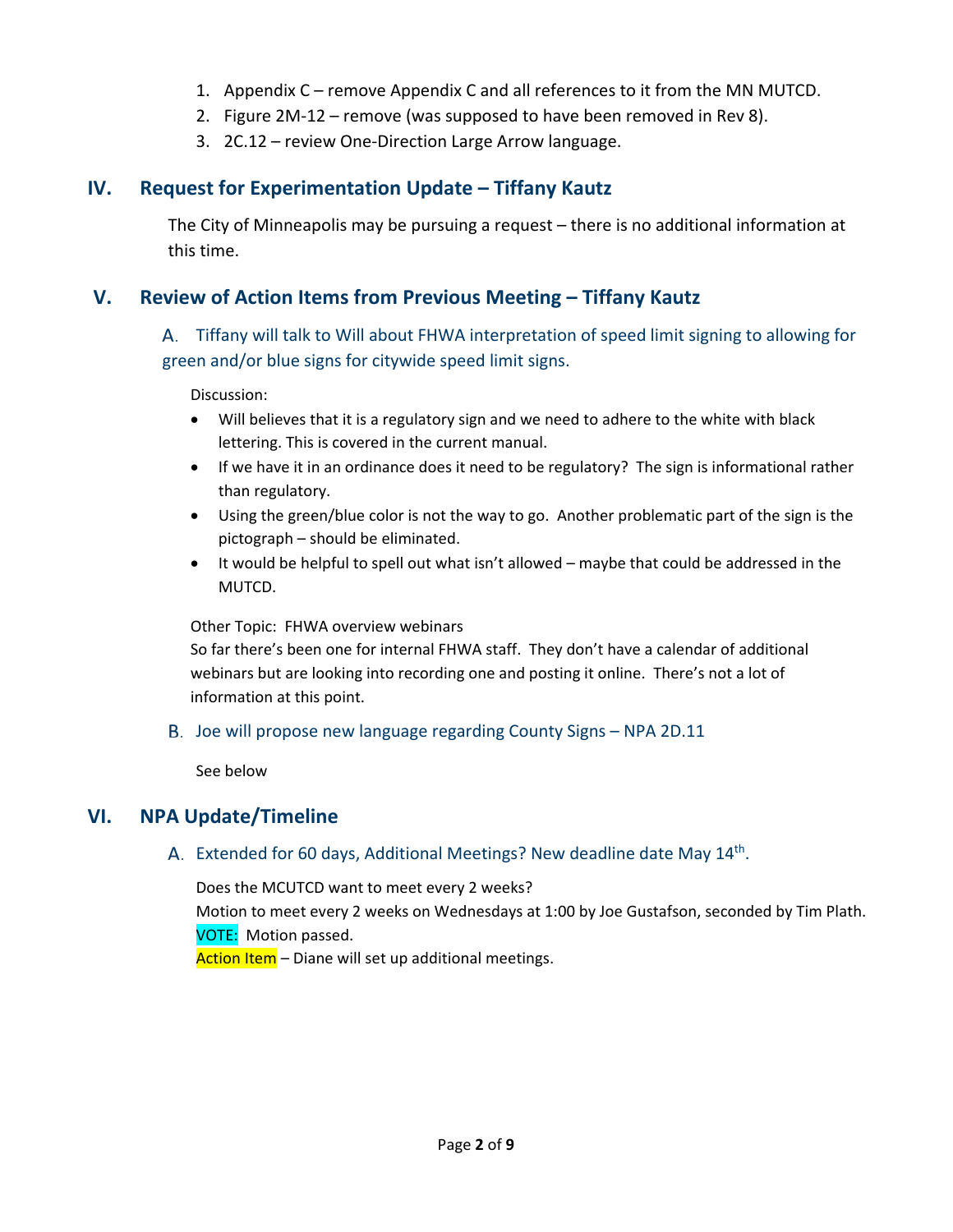1. Appendix C – remove Appendix C and all references to it from the MN MUTCD.
2. Figure 2M-12 – remove (was supposed to have been removed in Rev 8).
3. 2C.12 – review One-Direction Large Arrow language.

## IV. Request for Experimentation Update – Tiffany Kautz

The City of Minneapolis may be pursuing a request – there is no additional information at this time.

## V. Review of Action Items from Previous Meeting – Tiffany Kautz

### A. Tiffany will talk to Will about FHWA interpretation of speed limit signing to allowing for green and/or blue signs for citywide speed limit signs.

Discussion:

- Will believes that it is a regulatory sign and we need to adhere to the white with black lettering. This is covered in the current manual.
- If we have it in an ordinance does it need to be regulatory? The sign is informational rather than regulatory.
- Using the green/blue color is not the way to go. Another problematic part of the sign is the pictograph – should be eliminated.
- It would be helpful to spell out what isn't allowed – maybe that could be addressed in the MUTCD.

Other Topic: FHWA overview webinars
So far there's been one for internal FHWA staff. They don't have a calendar of additional webinars but are looking into recording one and posting it online. There's not a lot of information at this point.

### B. Joe will propose new language regarding County Signs – NPA 2D.11

See below

## VI. NPA Update/Timeline

### A. Extended for 60 days, Additional Meetings? New deadline date May 14th.

Does the MCUTCD want to meet every 2 weeks?
Motion to meet every 2 weeks on Wednesdays at 1:00 by Joe Gustafson, seconded by Tim Plath.
VOTE: Motion passed.
Action Item – Diane will set up additional meetings.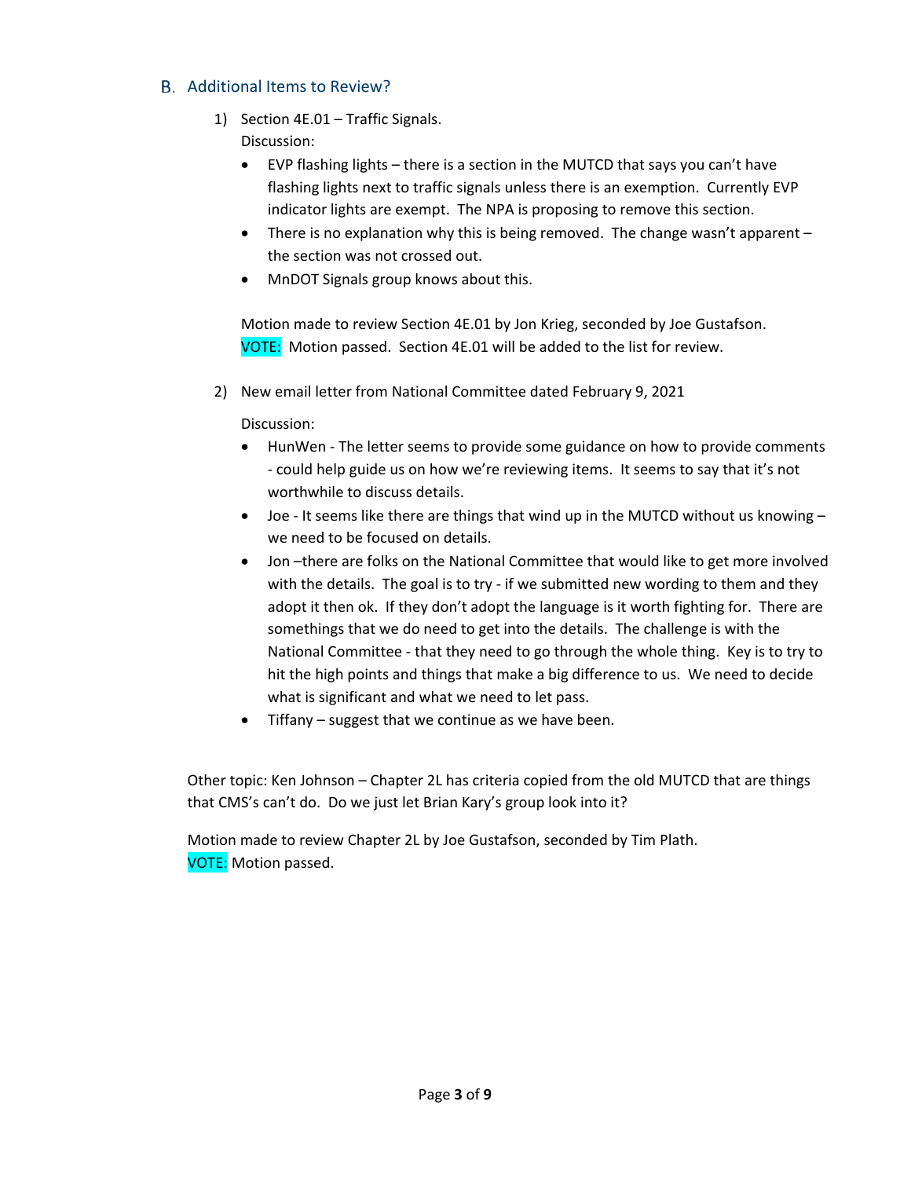## B. Additional Items to Review?

1) Section 4E.01 – Traffic Signals.
   Discussion:
   - EVP flashing lights – there is a section in the MUTCD that says you can't have flashing lights next to traffic signals unless there is an exemption. Currently EVP indicator lights are exempt. The NPA is proposing to remove this section.
   - There is no explanation why this is being removed. The change wasn't apparent – the section was not crossed out.
   - MnDOT Signals group knows about this.

   Motion made to review Section 4E.01 by Jon Krieg, seconded by Joe Gustafson.
   VOTE: Motion passed. Section 4E.01 will be added to the list for review.

2) New email letter from National Committee dated February 9, 2021

   Discussion:
   - HunWen - The letter seems to provide some guidance on how to provide comments - could help guide us on how we're reviewing items. It seems to say that it's not worthwhile to discuss details.
   - Joe - It seems like there are things that wind up in the MUTCD without us knowing – we need to be focused on details.
   - Jon –there are folks on the National Committee that would like to get more involved with the details. The goal is to try - if we submitted new wording to them and they adopt it then ok. If they don't adopt the language is it worth fighting for. There are somethings that we do need to get into the details. The challenge is with the National Committee - that they need to go through the whole thing. Key is to try to hit the high points and things that make a big difference to us. We need to decide what is significant and what we need to let pass.
   - Tiffany – suggest that we continue as we have been.

Other topic: Ken Johnson – Chapter 2L has criteria copied from the old MUTCD that are things that CMS's can't do. Do we just let Brian Kary's group look into it?

Motion made to review Chapter 2L by Joe Gustafson, seconded by Tim Plath.
VOTE: Motion passed.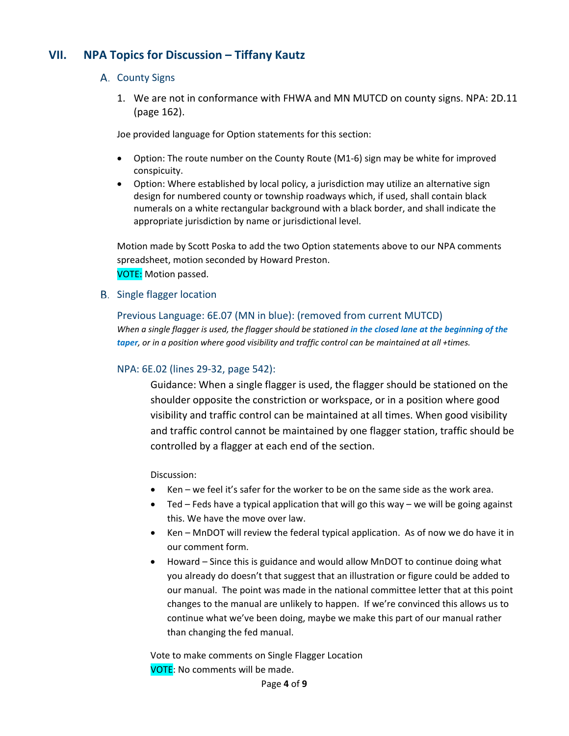## VII. NPA Topics for Discussion – Tiffany Kautz

### A. County Signs

1. We are not in conformance with FHWA and MN MUTCD on county signs. NPA: 2D.11 (page 162).

Joe provided language for Option statements for this section:

- Option: The route number on the County Route (M1-6) sign may be white for improved conspicuity.
- Option: Where established by local policy, a jurisdiction may utilize an alternative sign design for numbered county or township roadways which, if used, shall contain black numerals on a white rectangular background with a black border, and shall indicate the appropriate jurisdiction by name or jurisdictional level.

Motion made by Scott Poska to add the two Option statements above to our NPA comments spreadsheet, motion seconded by Howard Preston.
VOTE: Motion passed.

### B. Single flagger location

#### Previous Language: 6E.07 (MN in blue): (removed from current MUTCD)

*When a single flagger is used, the flagger should be stationed **in the closed lane at the beginning of the taper**, or in a position where good visibility and traffic control can be maintained at all +times.*

#### NPA: 6E.02 (lines 29-32, page 542):

Guidance: When a single flagger is used, the flagger should be stationed on the shoulder opposite the constriction or workspace, or in a position where good visibility and traffic control can be maintained at all times. When good visibility and traffic control cannot be maintained by one flagger station, traffic should be controlled by a flagger at each end of the section.

Discussion:

- Ken – we feel it's safer for the worker to be on the same side as the work area.
- Ted – Feds have a typical application that will go this way – we will be going against this. We have the move over law.
- Ken – MnDOT will review the federal typical application. As of now we do have it in our comment form.
- Howard – Since this is guidance and would allow MnDOT to continue doing what you already do doesn't that suggest that an illustration or figure could be added to our manual. The point was made in the national committee letter that at this point changes to the manual are unlikely to happen. If we're convinced this allows us to continue what we've been doing, maybe we make this part of our manual rather than changing the fed manual.

Vote to make comments on Single Flagger Location
VOTE: No comments will be made.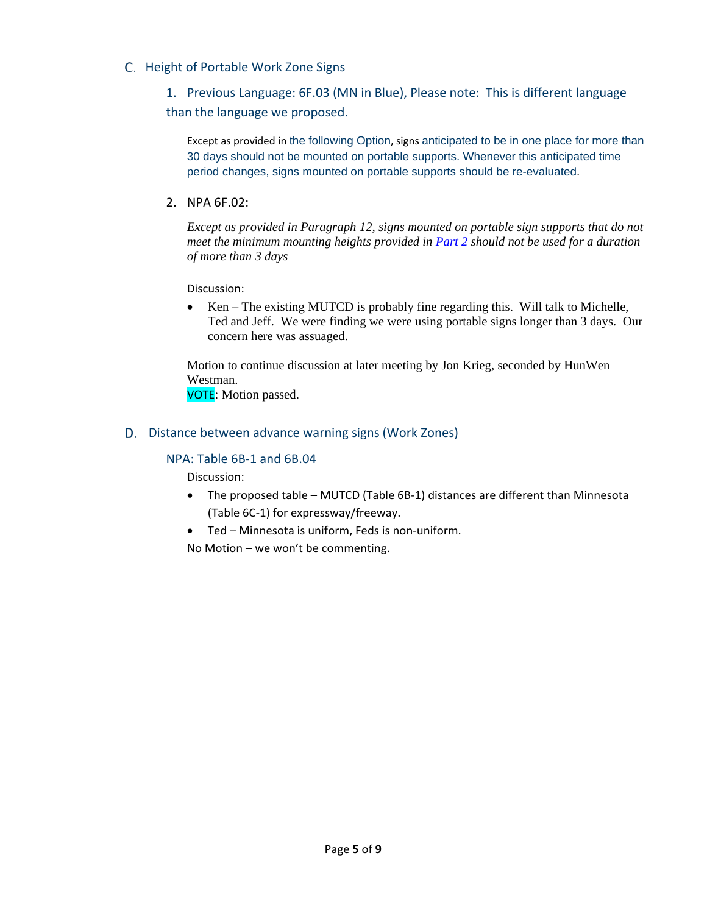## C. Height of Portable Work Zone Signs

### 1. Previous Language: 6F.03 (MN in Blue), Please note: This is different language than the language we proposed.

Except as provided in the following Option, signs anticipated to be in one place for more than 30 days should not be mounted on portable supports. Whenever this anticipated time period changes, signs mounted on portable supports should be re-evaluated.

### 2. NPA 6F.02:

*Except as provided in Paragraph 12, signs mounted on portable sign supports that do not meet the minimum mounting heights provided in Part 2 should not be used for a duration of more than 3 days*

Discussion:

- Ken – The existing MUTCD is probably fine regarding this. Will talk to Michelle, Ted and Jeff. We were finding we were using portable signs longer than 3 days. Our concern here was assuaged.

Motion to continue discussion at later meeting by Jon Krieg, seconded by HunWen Westman.
VOTE: Motion passed.

## D. Distance between advance warning signs (Work Zones)

### NPA: Table 6B-1 and 6B.04

Discussion:

- The proposed table – MUTCD (Table 6B-1) distances are different than Minnesota (Table 6C-1) for expressway/freeway.
- Ted – Minnesota is uniform, Feds is non-uniform.

No Motion – we won't be commenting.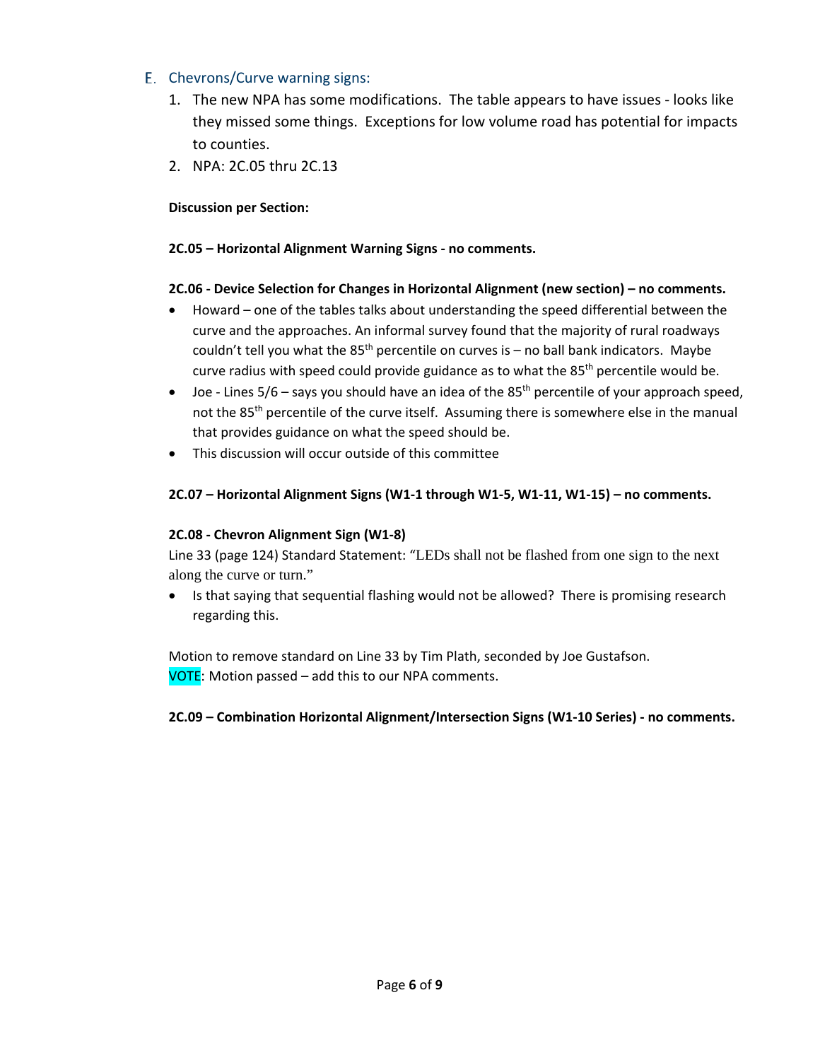## E. Chevrons/Curve warning signs:

1. The new NPA has some modifications. The table appears to have issues - looks like they missed some things. Exceptions for low volume road has potential for impacts to counties.
2. NPA: 2C.05 thru 2C.13

**Discussion per Section:**

**2C.05 – Horizontal Alignment Warning Signs - no comments.**

**2C.06 - Device Selection for Changes in Horizontal Alignment (new section) – no comments.**

- Howard – one of the tables talks about understanding the speed differential between the curve and the approaches. An informal survey found that the majority of rural roadways couldn't tell you what the 85th percentile on curves is – no ball bank indicators. Maybe curve radius with speed could provide guidance as to what the 85th percentile would be.
- Joe - Lines 5/6 – says you should have an idea of the 85th percentile of your approach speed, not the 85th percentile of the curve itself. Assuming there is somewhere else in the manual that provides guidance on what the speed should be.
- This discussion will occur outside of this committee

**2C.07 – Horizontal Alignment Signs (W1-1 through W1-5, W1-11, W1-15) – no comments.**

**2C.08 - Chevron Alignment Sign (W1-8)**

Line 33 (page 124) Standard Statement: "LEDs shall not be flashed from one sign to the next along the curve or turn."

- Is that saying that sequential flashing would not be allowed? There is promising research regarding this.

Motion to remove standard on Line 33 by Tim Plath, seconded by Joe Gustafson.
VOTE: Motion passed – add this to our NPA comments.

**2C.09 – Combination Horizontal Alignment/Intersection Signs (W1-10 Series) - no comments.**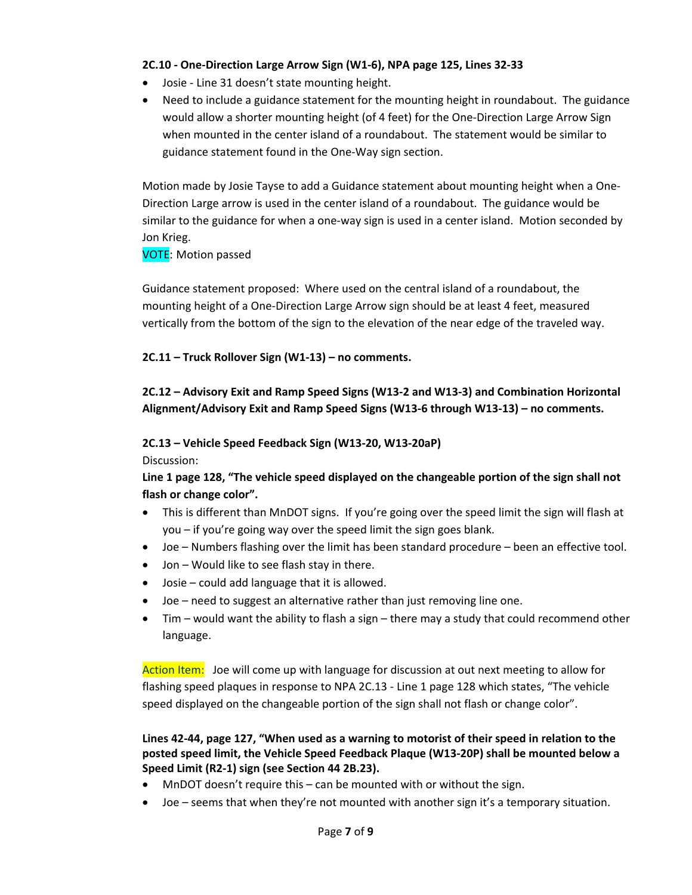**2C.10 - One-Direction Large Arrow Sign (W1-6), NPA page 125, Lines 32-33**

- Josie - Line 31 doesn't state mounting height.
- Need to include a guidance statement for the mounting height in roundabout. The guidance would allow a shorter mounting height (of 4 feet) for the One-Direction Large Arrow Sign when mounted in the center island of a roundabout. The statement would be similar to guidance statement found in the One-Way sign section.

Motion made by Josie Tayse to add a Guidance statement about mounting height when a One-Direction Large arrow is used in the center island of a roundabout. The guidance would be similar to the guidance for when a one-way sign is used in a center island. Motion seconded by Jon Krieg.

VOTE: Motion passed

Guidance statement proposed: Where used on the central island of a roundabout, the mounting height of a One-Direction Large Arrow sign should be at least 4 feet, measured vertically from the bottom of the sign to the elevation of the near edge of the traveled way.

**2C.11 – Truck Rollover Sign (W1-13) – no comments.**

**2C.12 – Advisory Exit and Ramp Speed Signs (W13-2 and W13-3) and Combination Horizontal Alignment/Advisory Exit and Ramp Speed Signs (W13-6 through W13-13) – no comments.**

**2C.13 – Vehicle Speed Feedback Sign (W13-20, W13-20aP)**

Discussion:

**Line 1 page 128, "The vehicle speed displayed on the changeable portion of the sign shall not flash or change color".**

- This is different than MnDOT signs. If you're going over the speed limit the sign will flash at you – if you're going way over the speed limit the sign goes blank.
- Joe – Numbers flashing over the limit has been standard procedure – been an effective tool.
- Jon – Would like to see flash stay in there.
- Josie – could add language that it is allowed.
- Joe – need to suggest an alternative rather than just removing line one.
- Tim – would want the ability to flash a sign – there may a study that could recommend other language.

Action Item: Joe will come up with language for discussion at out next meeting to allow for flashing speed plaques in response to NPA 2C.13 - Line 1 page 128 which states, "The vehicle speed displayed on the changeable portion of the sign shall not flash or change color".

**Lines 42-44, page 127, "When used as a warning to motorist of their speed in relation to the posted speed limit, the Vehicle Speed Feedback Plaque (W13-20P) shall be mounted below a Speed Limit (R2-1) sign (see Section 44 2B.23).**

- MnDOT doesn't require this – can be mounted with or without the sign.
- Joe – seems that when they're not mounted with another sign it's a temporary situation.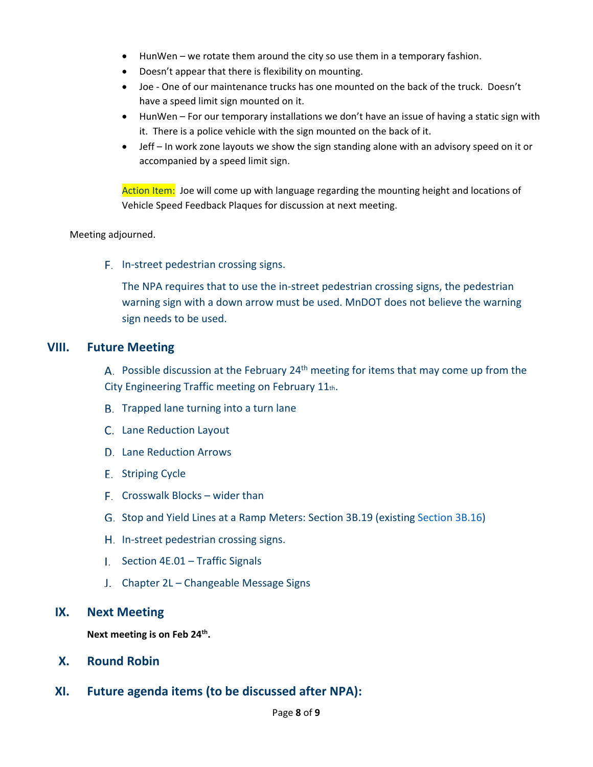- HunWen – we rotate them around the city so use them in a temporary fashion.
- Doesn't appear that there is flexibility on mounting.
- Joe - One of our maintenance trucks has one mounted on the back of the truck. Doesn't have a speed limit sign mounted on it.
- HunWen – For our temporary installations we don't have an issue of having a static sign with it. There is a police vehicle with the sign mounted on the back of it.
- Jeff – In work zone layouts we show the sign standing alone with an advisory speed on it or accompanied by a speed limit sign.

Action Item: Joe will come up with language regarding the mounting height and locations of Vehicle Speed Feedback Plaques for discussion at next meeting.

Meeting adjourned.

F. In-street pedestrian crossing signs.

The NPA requires that to use the in-street pedestrian crossing signs, the pedestrian warning sign with a down arrow must be used. MnDOT does not believe the warning sign needs to be used.

## VIII. Future Meeting

A. Possible discussion at the February 24th meeting for items that may come up from the City Engineering Traffic meeting on February 11th.

B. Trapped lane turning into a turn lane

C. Lane Reduction Layout

D. Lane Reduction Arrows

E. Striping Cycle

F. Crosswalk Blocks – wider than

G. Stop and Yield Lines at a Ramp Meters: Section 3B.19 (existing Section 3B.16)

H. In-street pedestrian crossing signs.

I. Section 4E.01 – Traffic Signals

J. Chapter 2L – Changeable Message Signs

## IX. Next Meeting

**Next meeting is on Feb 24th.**

## X. Round Robin

## XI. Future agenda items (to be discussed after NPA):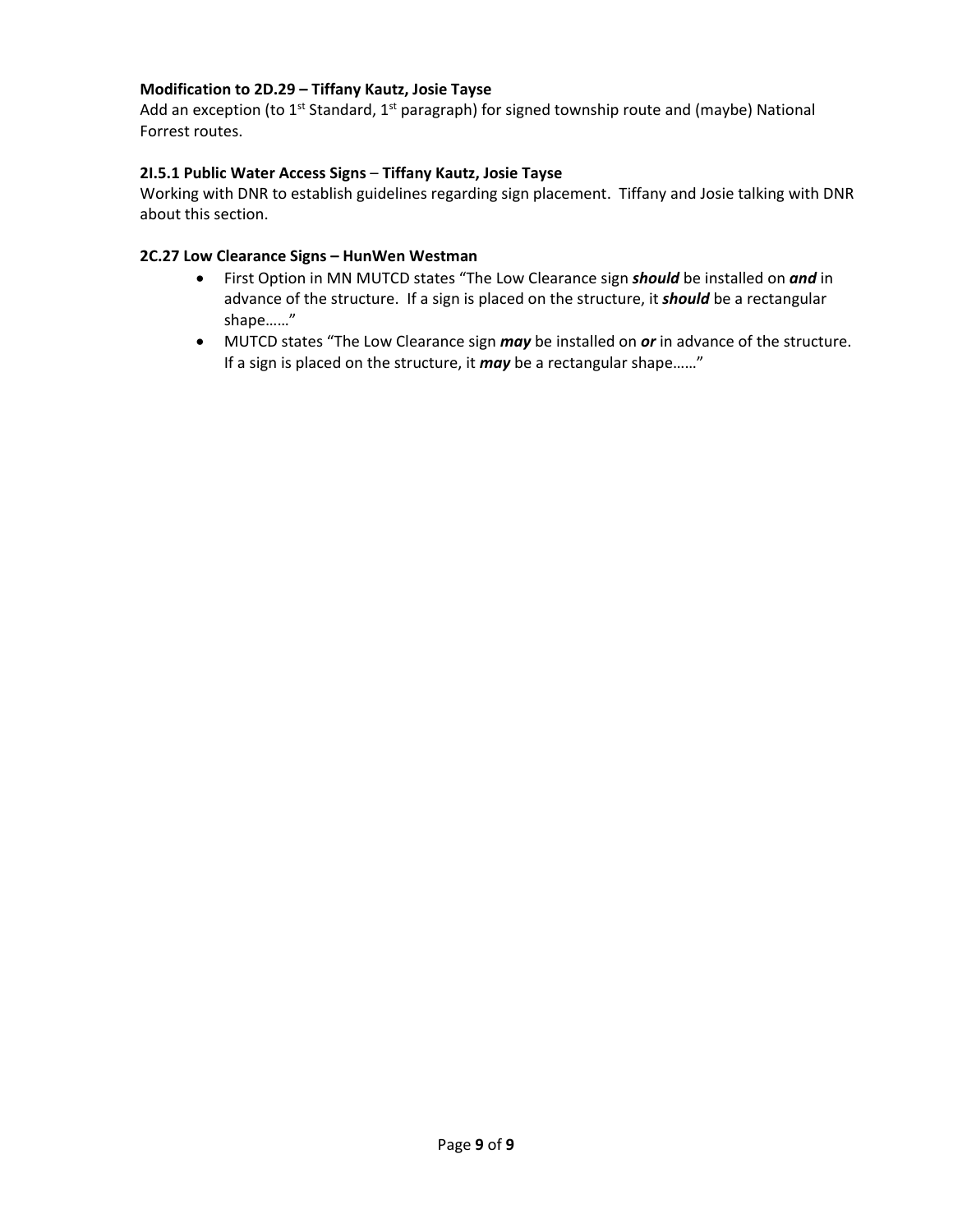**Modification to 2D.29 – Tiffany Kautz, Josie Tayse**

Add an exception (to 1st Standard, 1st paragraph) for signed township route and (maybe) National Forrest routes.

**2I.5.1 Public Water Access Signs** – **Tiffany Kautz, Josie Tayse**

Working with DNR to establish guidelines regarding sign placement. Tiffany and Josie talking with DNR about this section.

**2C.27 Low Clearance Signs – HunWen Westman**

- First Option in MN MUTCD states "The Low Clearance sign ***should*** be installed on ***and*** in advance of the structure. If a sign is placed on the structure, it ***should*** be a rectangular shape……"
- MUTCD states "The Low Clearance sign ***may*** be installed on ***or*** in advance of the structure. If a sign is placed on the structure, it ***may*** be a rectangular shape……"